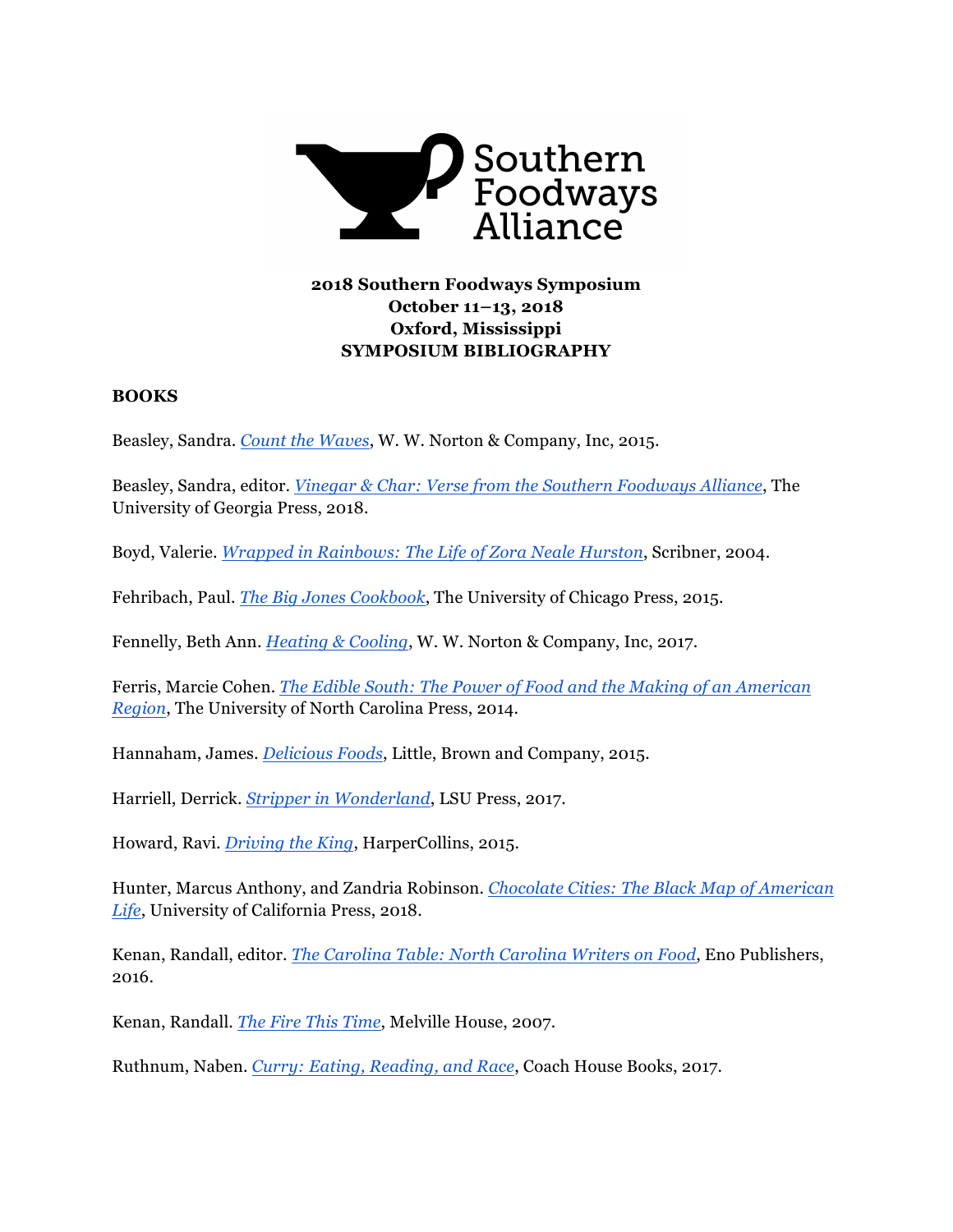Southern Foodways Alliance

**2018 Southern Foodways Symposium**
**October 11–13, 2018**
**Oxford, Mississippi**
**SYMPOSIUM BIBLIOGRAPHY**

**BOOKS**

Beasley, Sandra. *Count the Waves*, W. W. Norton & Company, Inc, 2015.

Beasley, Sandra, editor. *Vinegar & Char: Verse from the Southern Foodways Alliance*, The University of Georgia Press, 2018.

Boyd, Valerie. *Wrapped in Rainbows: The Life of Zora Neale Hurston*, Scribner, 2004.

Fehribach, Paul. *The Big Jones Cookbook*, The University of Chicago Press, 2015.

Fennelly, Beth Ann. *Heating & Cooling*, W. W. Norton & Company, Inc, 2017.

Ferris, Marcie Cohen. *The Edible South: The Power of Food and the Making of an American Region*, The University of North Carolina Press, 2014.

Hannaham, James. *Delicious Foods*, Little, Brown and Company, 2015.

Harriell, Derrick. *Stripper in Wonderland*, LSU Press, 2017.

Howard, Ravi. *Driving the King*, HarperCollins, 2015.

Hunter, Marcus Anthony, and Zandria Robinson. *Chocolate Cities: The Black Map of American Life*, University of California Press, 2018.

Kenan, Randall, editor. *The Carolina Table: North Carolina Writers on Food*, Eno Publishers, 2016.

Kenan, Randall. *The Fire This Time*, Melville House, 2007.

Ruthnum, Naben. *Curry: Eating, Reading, and Race*, Coach House Books, 2017.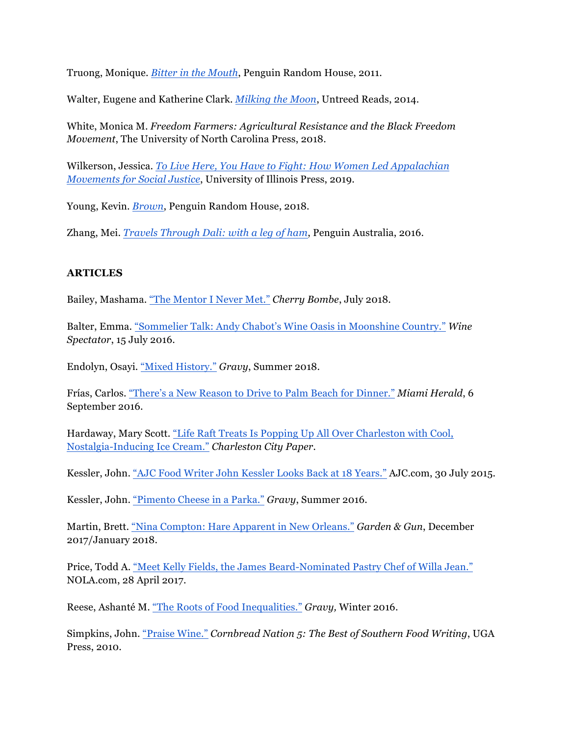Truong, Monique. *Bitter in the Mouth*, Penguin Random House, 2011.

Walter, Eugene and Katherine Clark. *Milking the Moon*, Untreed Reads, 2014.

White, Monica M. *Freedom Farmers: Agricultural Resistance and the Black Freedom Movement*, The University of North Carolina Press, 2018.

Wilkerson, Jessica. *To Live Here, You Have to Fight: How Women Led Appalachian Movements for Social Justice*, University of Illinois Press, 2019.

Young, Kevin. *Brown*, Penguin Random House, 2018.

Zhang, Mei. *Travels Through Dali: with a leg of ham*, Penguin Australia, 2016.

**ARTICLES**

Bailey, Mashama. "The Mentor I Never Met." *Cherry Bombe*, July 2018.

Balter, Emma. "Sommelier Talk: Andy Chabot's Wine Oasis in Moonshine Country." *Wine Spectator*, 15 July 2016.

Endolyn, Osayi. "Mixed History." *Gravy*, Summer 2018.

Frías, Carlos. "There's a New Reason to Drive to Palm Beach for Dinner." *Miami Herald*, 6 September 2016.

Hardaway, Mary Scott. "Life Raft Treats Is Popping Up All Over Charleston with Cool, Nostalgia-Inducing Ice Cream." *Charleston City Paper*.

Kessler, John. "AJC Food Writer John Kessler Looks Back at 18 Years." AJC.com, 30 July 2015.

Kessler, John. "Pimento Cheese in a Parka." *Gravy*, Summer 2016.

Martin, Brett. "Nina Compton: Hare Apparent in New Orleans." *Garden & Gun*, December 2017/January 2018.

Price, Todd A. "Meet Kelly Fields, the James Beard-Nominated Pastry Chef of Willa Jean." NOLA.com, 28 April 2017.

Reese, Ashanté M. "The Roots of Food Inequalities." *Gravy,* Winter 2016.

Simpkins, John. "Praise Wine." *Cornbread Nation 5: The Best of Southern Food Writing*, UGA Press, 2010.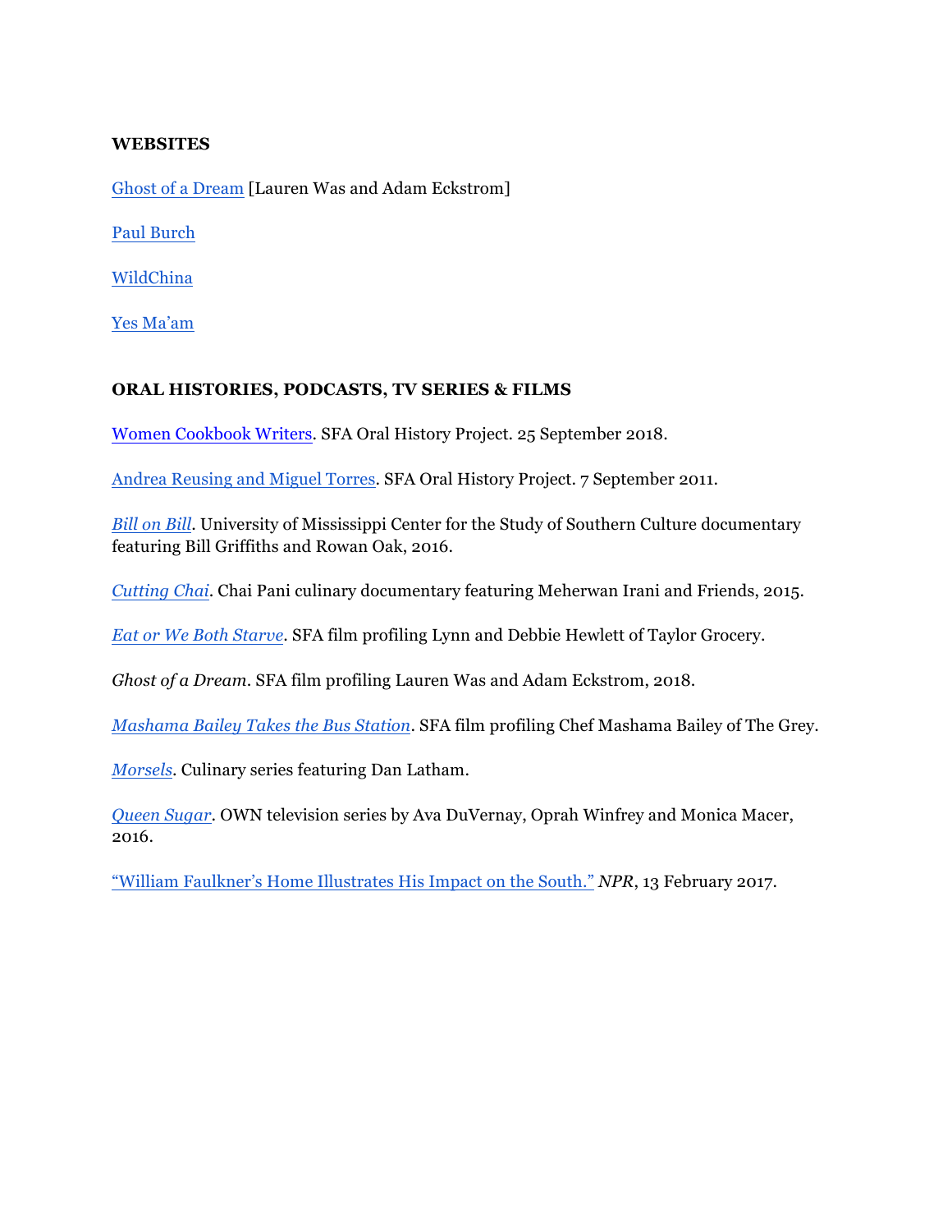**WEBSITES**

Ghost of a Dream [Lauren Was and Adam Eckstrom]

Paul Burch

WildChina

Yes Ma'am

**ORAL HISTORIES, PODCASTS, TV SERIES & FILMS**

Women Cookbook Writers. SFA Oral History Project. 25 September 2018.

Andrea Reusing and Miguel Torres. SFA Oral History Project. 7 September 2011.

*Bill on Bill*. University of Mississippi Center for the Study of Southern Culture documentary featuring Bill Griffiths and Rowan Oak, 2016.

*Cutting Chai*. Chai Pani culinary documentary featuring Meherwan Irani and Friends, 2015.

*Eat or We Both Starve*. SFA film profiling Lynn and Debbie Hewlett of Taylor Grocery.

*Ghost of a Dream*. SFA film profiling Lauren Was and Adam Eckstrom, 2018.

*Mashama Bailey Takes the Bus Station*. SFA film profiling Chef Mashama Bailey of The Grey.

*Morsels*. Culinary series featuring Dan Latham.

*Queen Sugar*. OWN television series by Ava DuVernay, Oprah Winfrey and Monica Macer, 2016.

"William Faulkner's Home Illustrates His Impact on the South." *NPR*, 13 February 2017.